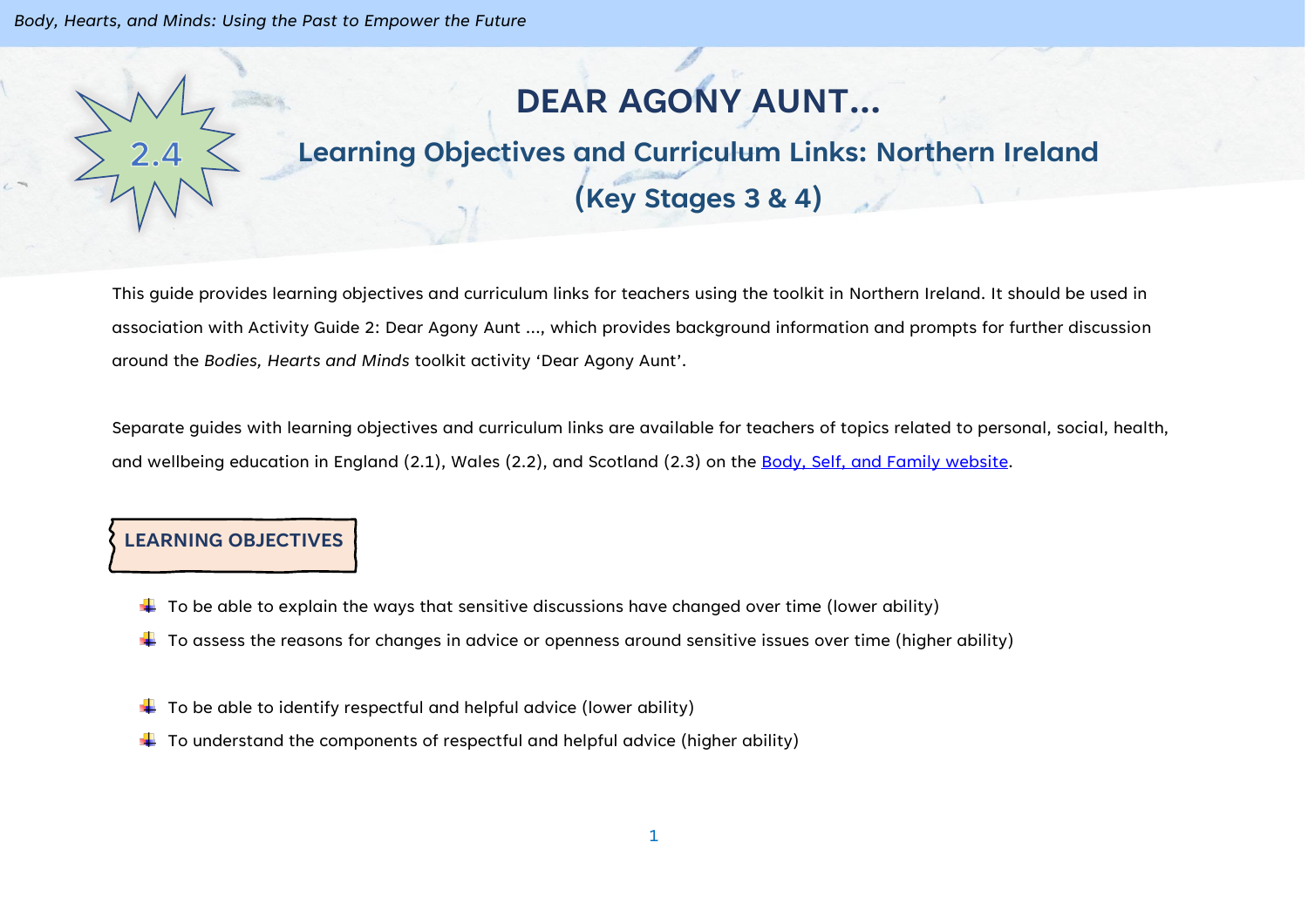# DEAR AGONY AUNT...

2.4

## Learning Objectives and Curriculum Links: Northern Ireland (Key Stages 3 & 4)

This guide provides learning objectives and curriculum links for teachers using the toolkit in Northern Ireland. It should be used in association with Activity Guide 2: Dear Agony Aunt ..., which provides background information and prompts for further discussion around the *Bodies, Hearts and Minds* toolkit activity 'Dear Agony Aunt'.

Separate guides with learning objectives and curriculum links are available for teachers of topics related to personal, social, health, and wellbeing education in England (2.1), Wales (2.2), and Scotland (2.3) on the [Body, Self, and Family website](Body, Self, and Family website).

### LEARNING OBJECTIVES

- To be able to explain the ways that sensitive discussions have changed over time (lower ability)
- To assess the reasons for changes in advice or openness around sensitive issues over time (higher ability)

- To be able to identify respectful and helpful advice (lower ability)
- To understand the components of respectful and helpful advice (higher ability)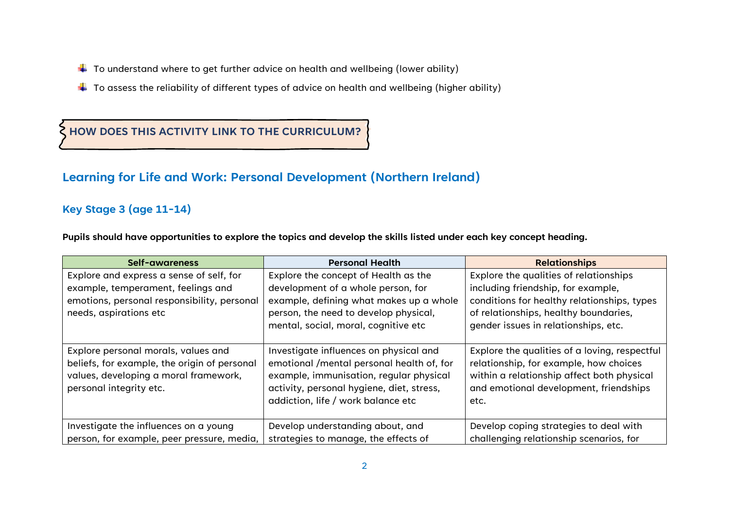- To understand where to get further advice on health and wellbeing (lower ability)
- To assess the reliability of different types of advice on health and wellbeing (higher ability)

## HOW DOES THIS ACTIVITY LINK TO THE CURRICULUM?

## Learning for Life and Work: Personal Development (Northern Ireland)

### Key Stage 3 (age 11-14)

**Pupils should have opportunities to explore the topics and develop the skills listed under each key concept heading.**

| Self-awareness | Personal Health | Relationships |
| --- | --- | --- |
| Explore and express a sense of self, for example, temperament, feelings and emotions, personal responsibility, personal needs, aspirations etc | Explore the concept of Health as the development of a whole person, for example, defining what makes up a whole person, the need to develop physical, mental, social, moral, cognitive etc | Explore the qualities of relationships including friendship, for example, conditions for healthy relationships, types of relationships, healthy boundaries, gender issues in relationships, etc. |
| Explore personal morals, values and beliefs, for example, the origin of personal values, developing a moral framework, personal integrity etc. | Investigate influences on physical and emotional /mental personal health of, for example, immunisation, regular physical activity, personal hygiene, diet, stress, addiction, life / work balance etc | Explore the qualities of a loving, respectful relationship, for example, how choices within a relationship affect both physical and emotional development, friendships etc. |
| Investigate the influences on a young person, for example, peer pressure, media, | Develop understanding about, and strategies to manage, the effects of | Develop coping strategies to deal with challenging relationship scenarios, for |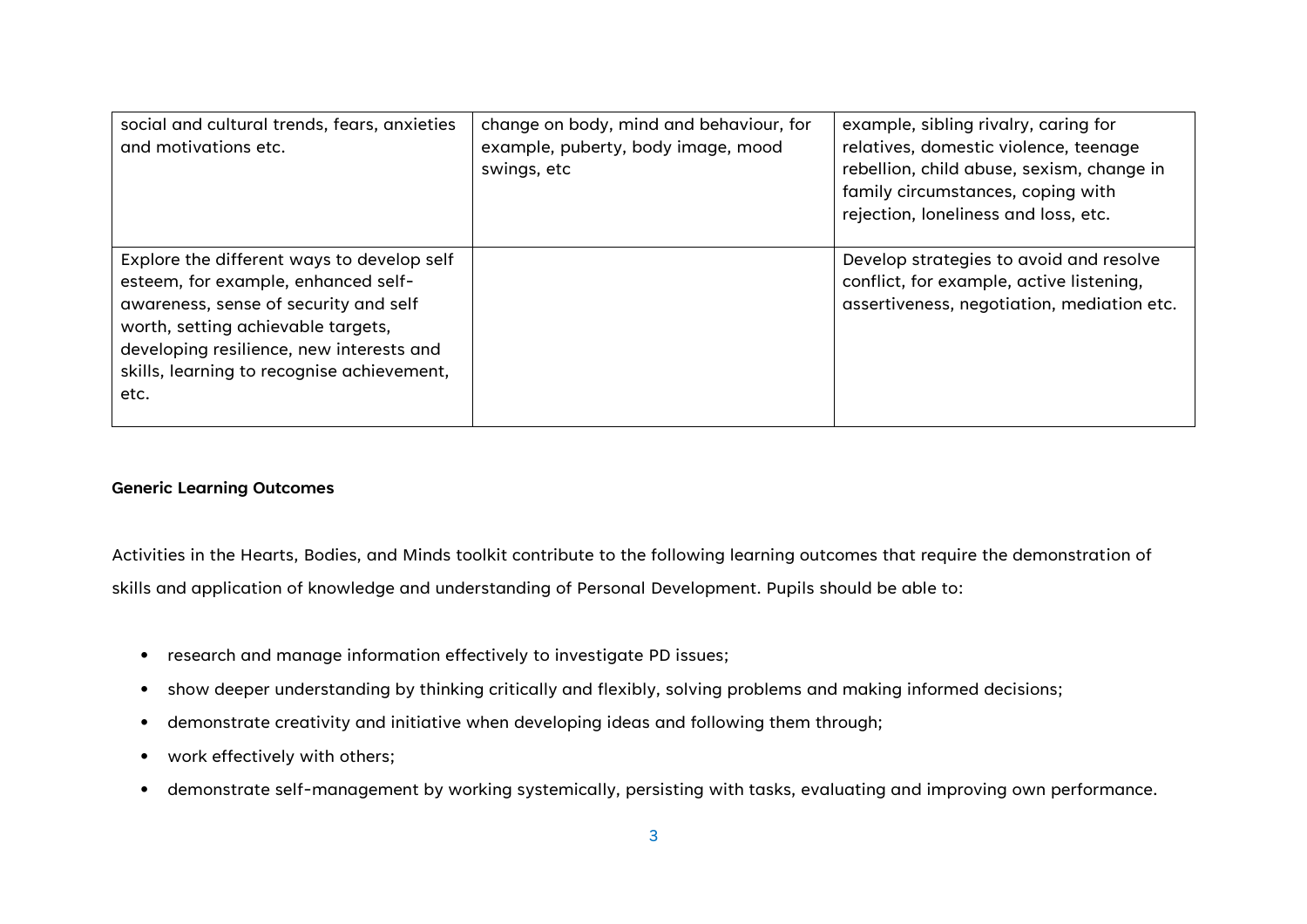| | | |
|---|---|---|
| social and cultural trends, fears, anxieties and motivations etc. | change on body, mind and behaviour, for example, puberty, body image, mood swings, etc | example, sibling rivalry, caring for relatives, domestic violence, teenage rebellion, child abuse, sexism, change in family circumstances, coping with rejection, loneliness and loss, etc. |
| Explore the different ways to develop self esteem, for example, enhanced self-awareness, sense of security and self worth, setting achievable targets, developing resilience, new interests and skills, learning to recognise achievement, etc. | | Develop strategies to avoid and resolve conflict, for example, active listening, assertiveness, negotiation, mediation etc. |

**Generic Learning Outcomes**

Activities in the Hearts, Bodies, and Minds toolkit contribute to the following learning outcomes that require the demonstration of skills and application of knowledge and understanding of Personal Development. Pupils should be able to:

- research and manage information effectively to investigate PD issues;
- show deeper understanding by thinking critically and flexibly, solving problems and making informed decisions;
- demonstrate creativity and initiative when developing ideas and following them through;
- work effectively with others;
- demonstrate self-management by working systemically, persisting with tasks, evaluating and improving own performance.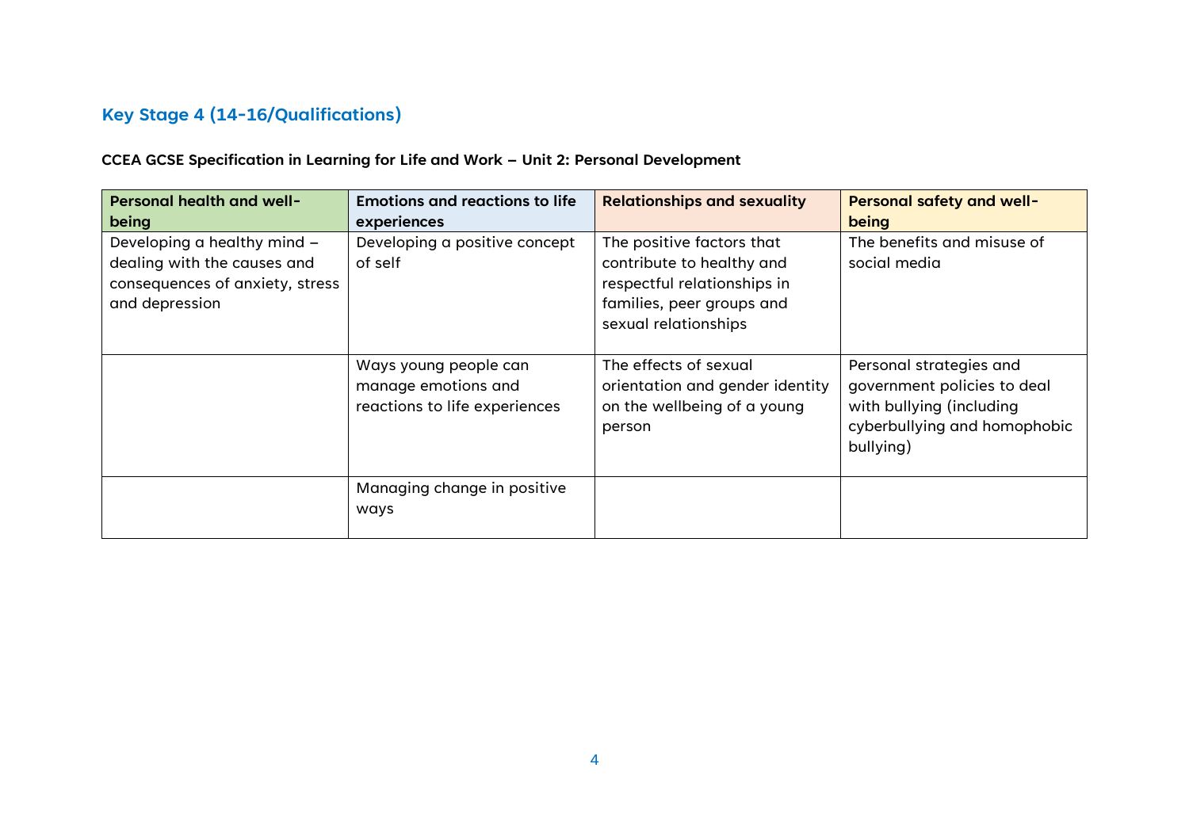## Key Stage 4 (14-16/Qualifications)

**CCEA GCSE Specification in Learning for Life and Work – Unit 2: Personal Development**

| Personal health and well-being | Emotions and reactions to life experiences | Relationships and sexuality | Personal safety and well-being |
|---|---|---|---|
| Developing a healthy mind – dealing with the causes and consequences of anxiety, stress and depression | Developing a positive concept of self | The positive factors that contribute to healthy and respectful relationships in families, peer groups and sexual relationships | The benefits and misuse of social media |
| | Ways young people can manage emotions and reactions to life experiences | The effects of sexual orientation and gender identity on the wellbeing of a young person | Personal strategies and government policies to deal with bullying (including cyberbullying and homophobic bullying) |
| | Managing change in positive ways | | |